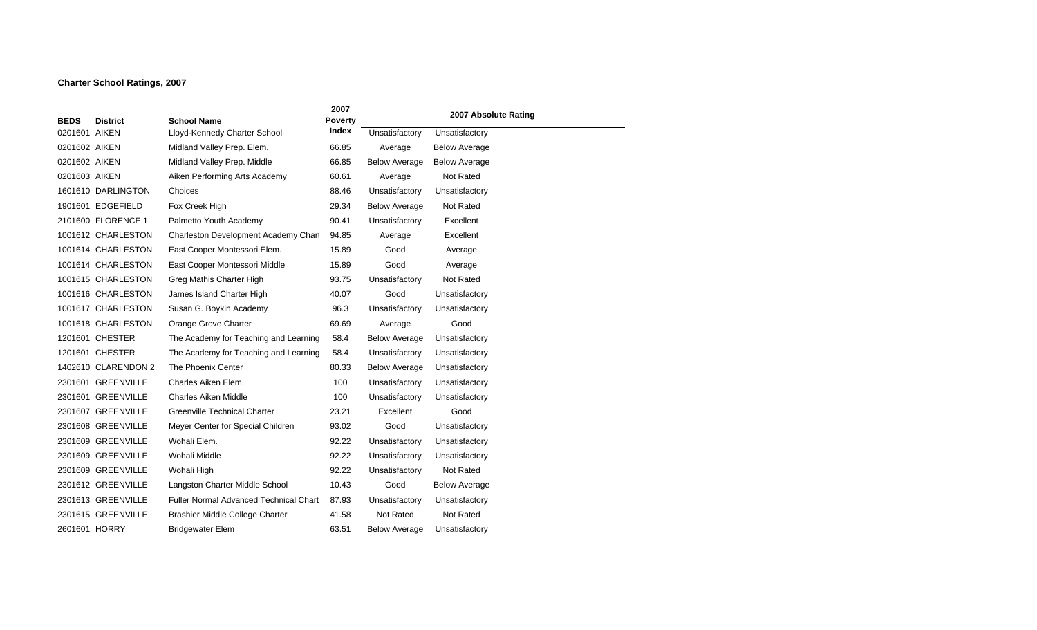## Charter School Ratings, 2007

| BEDS | District | School Name | 2007 Poverty Index | 2007 Absolute Rating | |
|---|---|---|---|---|---|
| 0201601 | AIKEN | Lloyd-Kennedy Charter School | | Unsatisfactory | Unsatisfactory |
| 0201602 | AIKEN | Midland Valley Prep. Elem. | 66.85 | Average | Below Average |
| 0201602 | AIKEN | Midland Valley Prep. Middle | 66.85 | Below Average | Below Average |
| 0201603 | AIKEN | Aiken Performing Arts Academy | 60.61 | Average | Not Rated |
| 1601610 | DARLINGTON | Choices | 88.46 | Unsatisfactory | Unsatisfactory |
| 1901601 | EDGEFIELD | Fox Creek High | 29.34 | Below Average | Not Rated |
| 2101600 | FLORENCE 1 | Palmetto Youth Academy | 90.41 | Unsatisfactory | Excellent |
| 1001612 | CHARLESTON | Charleston Development Academy Char | 94.85 | Average | Excellent |
| 1001614 | CHARLESTON | East Cooper Montessori Elem. | 15.89 | Good | Average |
| 1001614 | CHARLESTON | East Cooper Montessori Middle | 15.89 | Good | Average |
| 1001615 | CHARLESTON | Greg Mathis Charter High | 93.75 | Unsatisfactory | Not Rated |
| 1001616 | CHARLESTON | James Island Charter High | 40.07 | Good | Unsatisfactory |
| 1001617 | CHARLESTON | Susan G. Boykin Academy | 96.3 | Unsatisfactory | Unsatisfactory |
| 1001618 | CHARLESTON | Orange Grove Charter | 69.69 | Average | Good |
| 1201601 | CHESTER | The Academy for Teaching and Learning | 58.4 | Below Average | Unsatisfactory |
| 1201601 | CHESTER | The Academy for Teaching and Learning | 58.4 | Unsatisfactory | Unsatisfactory |
| 1402610 | CLARENDON 2 | The Phoenix Center | 80.33 | Below Average | Unsatisfactory |
| 2301601 | GREENVILLE | Charles Aiken Elem. | 100 | Unsatisfactory | Unsatisfactory |
| 2301601 | GREENVILLE | Charles Aiken Middle | 100 | Unsatisfactory | Unsatisfactory |
| 2301607 | GREENVILLE | Greenville Technical Charter | 23.21 | Excellent | Good |
| 2301608 | GREENVILLE | Meyer Center for Special Children | 93.02 | Good | Unsatisfactory |
| 2301609 | GREENVILLE | Wohali Elem. | 92.22 | Unsatisfactory | Unsatisfactory |
| 2301609 | GREENVILLE | Wohali Middle | 92.22 | Unsatisfactory | Unsatisfactory |
| 2301609 | GREENVILLE | Wohali High | 92.22 | Unsatisfactory | Not Rated |
| 2301612 | GREENVILLE | Langston Charter Middle School | 10.43 | Good | Below Average |
| 2301613 | GREENVILLE | Fuller Normal Advanced Technical Chart | 87.93 | Unsatisfactory | Unsatisfactory |
| 2301615 | GREENVILLE | Brashier Middle College Charter | 41.58 | Not Rated | Not Rated |
| 2601601 | HORRY | Bridgewater Elem | 63.51 | Below Average | Unsatisfactory |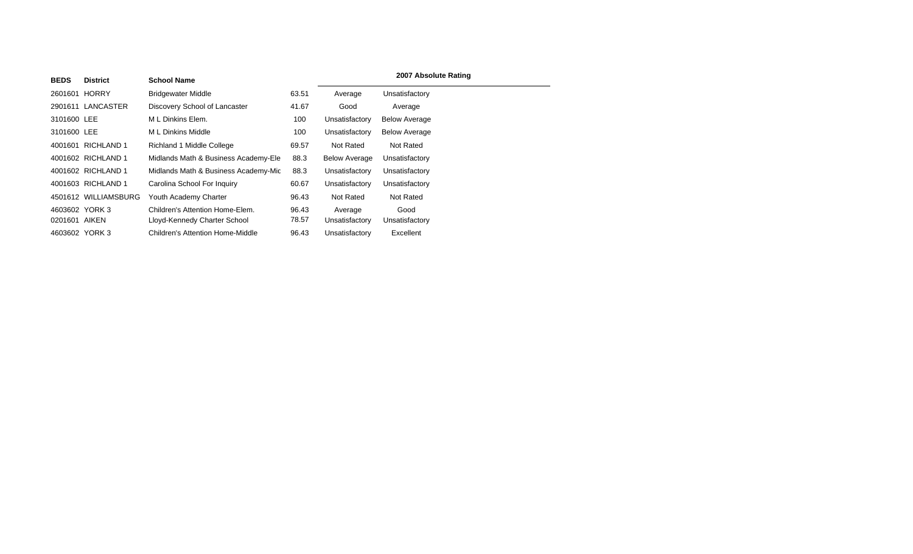| BEDS | District | School Name | | 2007 Absolute Rating | |
|---|---|---|---|---|---|
| 2601601 | HORRY | Bridgewater Middle | 63.51 | Average | Unsatisfactory |
| 2901611 | LANCASTER | Discovery School of Lancaster | 41.67 | Good | Average |
| 3101600 | LEE | M L Dinkins Elem. | 100 | Unsatisfactory | Below Average |
| 3101600 | LEE | M L Dinkins Middle | 100 | Unsatisfactory | Below Average |
| 4001601 | RICHLAND 1 | Richland 1 Middle College | 69.57 | Not Rated | Not Rated |
| 4001602 | RICHLAND 1 | Midlands Math & Business Academy-Ele | 88.3 | Below Average | Unsatisfactory |
| 4001602 | RICHLAND 1 | Midlands Math & Business Academy-Mic | 88.3 | Unsatisfactory | Unsatisfactory |
| 4001603 | RICHLAND 1 | Carolina School For Inquiry | 60.67 | Unsatisfactory | Unsatisfactory |
| 4501612 | WILLIAMSBURG | Youth Academy Charter | 96.43 | Not Rated | Not Rated |
| 4603602 | YORK 3 | Children's Attention Home-Elem. | 96.43 | Average | Good |
| 0201601 | AIKEN | Lloyd-Kennedy Charter School | 78.57 | Unsatisfactory | Unsatisfactory |
| 4603602 | YORK 3 | Children's Attention Home-Middle | 96.43 | Unsatisfactory | Excellent |